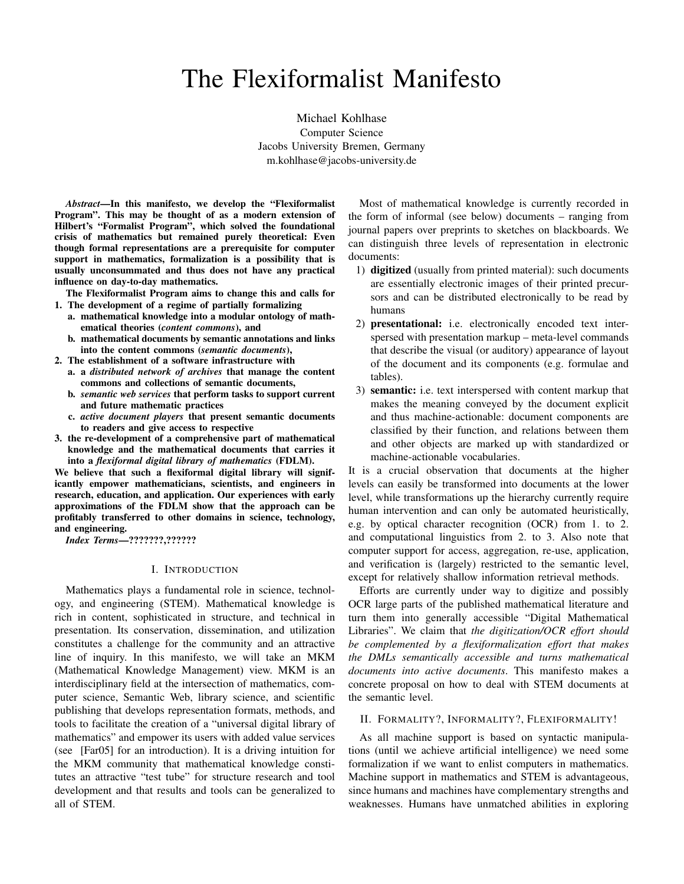# The Flexiformalist Manifesto

Michael Kohlhase
Computer Science
Jacobs University Bremen, Germany
m.kohlhase@jacobs-university.de

***Abstract*—In this manifesto, we develop the "Flexiformalist Program". This may be thought of as a modern extension of Hilbert's "Formalist Program", which solved the foundational crisis of mathematics but remained purely theoretical: Even though formal representations are a prerequisite for computer support in mathematics, formalization is a possibility that is usually unconsummated and thus does not have any practical influence on day-to-day mathematics.**

**The Flexiformalist Program aims to change this and calls for**

**1. The development of a regime of partially formalizing**
   **a. mathematical knowledge into a modular ontology of mathematical theories (*content commons*), and**
   **b. mathematical documents by semantic annotations and links into the content commons (*semantic documents*),**
**2. The establishment of a software infrastructure with**
   **a. a *distributed network of archives* that manage the content commons and collections of semantic documents,**
   **b. *semantic web services* that perform tasks to support current and future mathematic practices**
   **c. *active document players* that present semantic documents to readers and give access to respective**
**3. the re-development of a comprehensive part of mathematical knowledge and the mathematical documents that carries it into a *flexiformal digital library of mathematics* (FDLM).**

**We believe that such a flexiformal digital library will significantly empower mathematicians, scientists, and engineers in research, education, and application. Our experiences with early approximations of the FDLM show that the approach can be profitably transferred to other domains in science, technology, and engineering.**

***Index Terms*—???????,??????**

## I. Introduction

Mathematics plays a fundamental role in science, technology, and engineering (STEM). Mathematical knowledge is rich in content, sophisticated in structure, and technical in presentation. Its conservation, dissemination, and utilization constitutes a challenge for the community and an attractive line of inquiry. In this manifesto, we will take an MKM (Mathematical Knowledge Management) view. MKM is an interdisciplinary field at the intersection of mathematics, computer science, Semantic Web, library science, and scientific publishing that develops representation formats, methods, and tools to facilitate the creation of a "universal digital library of mathematics" and empower its users with added value services (see [Far05] for an introduction). It is a driving intuition for the MKM community that mathematical knowledge constitutes an attractive "test tube" for structure research and tool development and that results and tools can be generalized to all of STEM.

Most of mathematical knowledge is currently recorded in the form of informal (see below) documents – ranging from journal papers over preprints to sketches on blackboards. We can distinguish three levels of representation in electronic documents:

1) **digitized** (usually from printed material): such documents are essentially electronic images of their printed precursors and can be distributed electronically to be read by humans
2) **presentational:** i.e. electronically encoded text interspersed with presentation markup – meta-level commands that describe the visual (or auditory) appearance of layout of the document and its components (e.g. formulae and tables).
3) **semantic:** i.e. text interspersed with content markup that makes the meaning conveyed by the document explicit and thus machine-actionable: document components are classified by their function, and relations between them and other objects are marked up with standardized or machine-actionable vocabularies.

It is a crucial observation that documents at the higher levels can easily be transformed into documents at the lower level, while transformations up the hierarchy currently require human intervention and can only be automated heuristically, e.g. by optical character recognition (OCR) from 1. to 2. and computational linguistics from 2. to 3. Also note that computer support for access, aggregation, re-use, application, and verification is (largely) restricted to the semantic level, except for relatively shallow information retrieval methods.

Efforts are currently under way to digitize and possibly OCR large parts of the published mathematical literature and turn them into generally accessible "Digital Mathematical Libraries". We claim that *the digitization/OCR effort should be complemented by a flexiformalization effort that makes the DMLs semantically accessible and turns mathematical documents into active documents*. This manifesto makes a concrete proposal on how to deal with STEM documents at the semantic level.

## II. Formality?, Informality?, Flexiformality!

As all machine support is based on syntactic manipulations (until we achieve artificial intelligence) we need some formalization if we want to enlist computers in mathematics. Machine support in mathematics and STEM is advantageous, since humans and machines have complementary strengths and weaknesses. Humans have unmatched abilities in exploring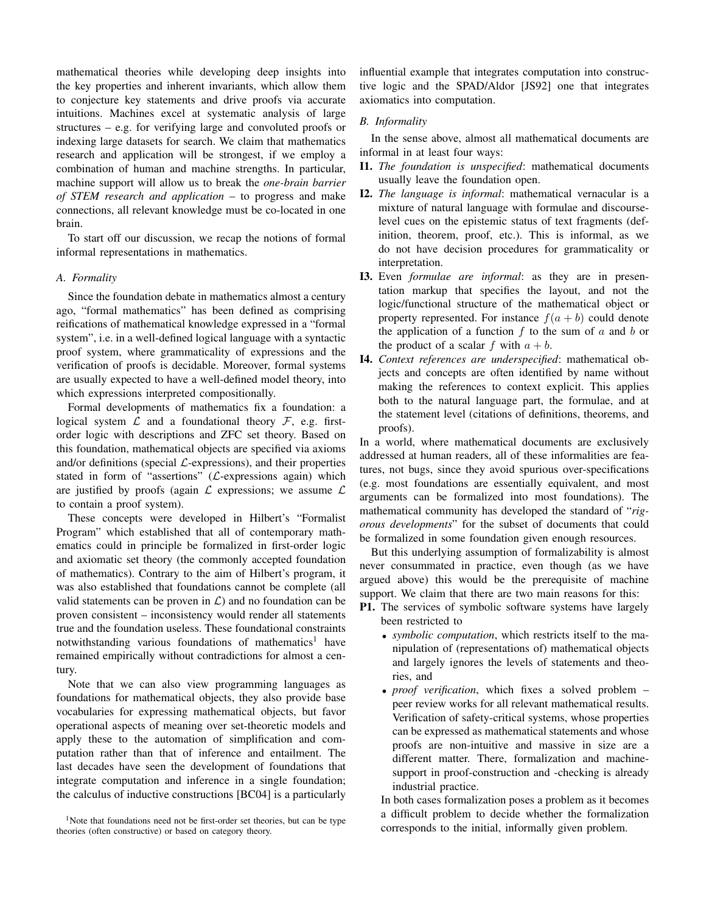mathematical theories while developing deep insights into the key properties and inherent invariants, which allow them to conjecture key statements and drive proofs via accurate intuitions. Machines excel at systematic analysis of large structures – e.g. for verifying large and convoluted proofs or indexing large datasets for search. We claim that mathematics research and application will be strongest, if we employ a combination of human and machine strengths. In particular, machine support will allow us to break the *one-brain barrier of STEM research and application* – to progress and make connections, all relevant knowledge must be co-located in one brain.

To start off our discussion, we recap the notions of formal informal representations in mathematics.

### A. Formality

Since the foundation debate in mathematics almost a century ago, "formal mathematics" has been defined as comprising reifications of mathematical knowledge expressed in a "formal system", i.e. in a well-defined logical language with a syntactic proof system, where grammaticality of expressions and the verification of proofs is decidable. Moreover, formal systems are usually expected to have a well-defined model theory, into which expressions interpreted compositionally.

Formal developments of mathematics fix a foundation: a logical system $\mathcal{L}$ and a foundational theory $\mathcal{F}$, e.g. first-order logic with descriptions and ZFC set theory. Based on this foundation, mathematical objects are specified via axioms and/or definitions (special $\mathcal{L}$-expressions), and their properties stated in form of "assertions" ($\mathcal{L}$-expressions again) which are justified by proofs (again $\mathcal{L}$ expressions; we assume $\mathcal{L}$ to contain a proof system).

These concepts were developed in Hilbert's "Formalist Program" which established that all of contemporary mathematics could in principle be formalized in first-order logic and axiomatic set theory (the commonly accepted foundation of mathematics). Contrary to the aim of Hilbert's program, it was also established that foundations cannot be complete (all valid statements can be proven in $\mathcal{L}$) and no foundation can be proven consistent – inconsistency would render all statements true and the foundation useless. These foundational constraints notwithstanding various foundations of mathematics[1] have remained empirically without contradictions for almost a century.

Note that we can also view programming languages as foundations for mathematical objects, they also provide base vocabularies for expressing mathematical objects, but favor operational aspects of meaning over set-theoretic models and apply these to the automation of simplification and computation rather than that of inference and entailment. The last decades have seen the development of foundations that integrate computation and inference in a single foundation; the calculus of inductive constructions [BC04] is a particularly influential example that integrates computation into constructive logic and the SPAD/Aldor [JS92] one that integrates axiomatics into computation.

[1]Note that foundations need not be first-order set theories, but can be type theories (often constructive) or based on category theory.

### B. Informality

In the sense above, almost all mathematical documents are informal in at least four ways:

**I1.** *The foundation is unspecified*: mathematical documents usually leave the foundation open.

**I2.** *The language is informal*: mathematical vernacular is a mixture of natural language with formulae and discourse-level cues on the epistemic status of text fragments (definition, theorem, proof, etc.). This is informal, as we do not have decision procedures for grammaticality or interpretation.

**I3.** Even *formulae are informal*: as they are in presentation markup that specifies the layout, and not the logic/functional structure of the mathematical object or property represented. For instance $f(a + b)$ could denote the application of a function $f$ to the sum of $a$ and $b$ or the product of a scalar $f$ with $a + b$.

**I4.** *Context references are underspecified*: mathematical objects and concepts are often identified by name without making the references to context explicit. This applies both to the natural language part, the formulae, and at the statement level (citations of definitions, theorems, and proofs).

In a world, where mathematical documents are exclusively addressed at human readers, all of these informalities are features, not bugs, since they avoid spurious over-specifications (e.g. most foundations are essentially equivalent, and most arguments can be formalized into most foundations). The mathematical community has developed the standard of "*rigorous developments*" for the subset of documents that could be formalized in some foundation given enough resources.

But this underlying assumption of formalizability is almost never consummated in practice, even though (as we have argued above) this would be the prerequisite of machine support. We claim that there are two main reasons for this:

**P1.** The services of symbolic software systems have largely been restricted to

- *symbolic computation*, which restricts itself to the manipulation of (representations of) mathematical objects and largely ignores the levels of statements and theories, and
- *proof verification*, which fixes a solved problem – peer review works for all relevant mathematical results. Verification of safety-critical systems, whose properties can be expressed as mathematical statements and whose proofs are non-intuitive and massive in size are a different matter. There, formalization and machine-support in proof-construction and -checking is already industrial practice.

In both cases formalization poses a problem as it becomes a difficult problem to decide whether the formalization corresponds to the initial, informally given problem.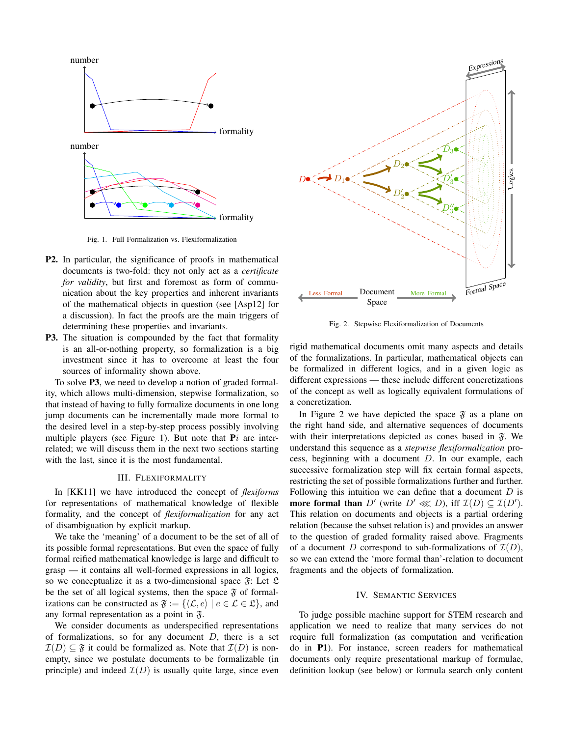Fig. 1. Full Formalization vs. Flexiformalization

**P2.** In particular, the significance of proofs in mathematical documents is two-fold: they not only act as a *certificate for validity*, but first and foremost as form of communication about the key properties and inherent invariants of the mathematical objects in question (see [Asp12] for a discussion). In fact the proofs are the main triggers of determining these properties and invariants.

**P3.** The situation is compounded by the fact that formality is an all-or-nothing property, so formalization is a big investment since it has to overcome at least the four sources of informality shown above.

To solve **P3**, we need to develop a notion of graded formality, which allows multi-dimension, stepwise formalization, so that instead of having to fully formalize documents in one long jump documents can be incrementally made more formal to the desired level in a step-by-step process possibly involving multiple players (see Figure 1). But note that **P**$i$ are interrelated; we will discuss them in the next two sections starting with the last, since it is the most fundamental.

## III. Flexiformality

In [KK11] we have introduced the concept of *flexiforms* for representations of mathematical knowledge of flexible formality, and the concept of *flexiformalization* for any act of disambiguation by explicit markup.

We take the 'meaning' of a document to be the set of all of its possible formal representations. But even the space of fully formal reified mathematical knowledge is large and difficult to grasp — it contains all well-formed expressions in all logics, so we conceptualize it as a two-dimensional space $\mathfrak{F}$: Let $\mathfrak{L}$ be the set of all logical systems, then the space $\mathfrak{F}$ of formalizations can be constructed as $\mathfrak{F} := \{\langle \mathcal{L}, e\rangle \mid e \in \mathcal{L} \in \mathfrak{L}\}$, and any formal representation as a point in $\mathfrak{F}$.

We consider documents as underspecified representations of formalizations, so for any document $D$, there is a set $\mathcal{I}(D) \subseteq \mathfrak{F}$ it could be formalized as. Note that $\mathcal{I}(D)$ is non-empty, since we postulate documents to be formalizable (in principle) and indeed $\mathcal{I}(D)$ is usually quite large, since even rigid mathematical documents omit many aspects and details of the formalizations. In particular, mathematical objects can be formalized in different logics, and in a given logic as different expressions — these include different concretizations of the concept as well as logically equivalent formulations of a concretization.

Fig. 2. Stepwise Flexiformalization of Documents

In Figure 2 we have depicted the space $\mathfrak{F}$ as a plane on the right hand side, and alternative sequences of documents with their interpretations depicted as cones based in $\mathfrak{F}$. We understand this sequence as a *stepwise flexiformalization* process, beginning with a document $D$. In our example, each successive formalization step will fix certain formal aspects, restricting the set of possible formalizations further and further. Following this intuition we can define that a document $D$ is **more formal than** $D'$ (write $D' \lll D$), iff $\mathcal{I}(D) \subseteq \mathcal{I}(D')$. This relation on documents and objects is a partial ordering relation (because the subset relation is) and provides an answer to the question of graded formality raised above. Fragments of a document $D$ correspond to sub-formalizations of $\mathcal{I}(D)$, so we can extend the 'more formal than'-relation to document fragments and the objects of formalization.

## IV. Semantic Services

To judge possible machine support for STEM research and application we need to realize that many services do not require full formalization (as computation and verification do in **P1**). For instance, screen readers for mathematical documents only require presentational markup of formulae, definition lookup (see below) or formula search only content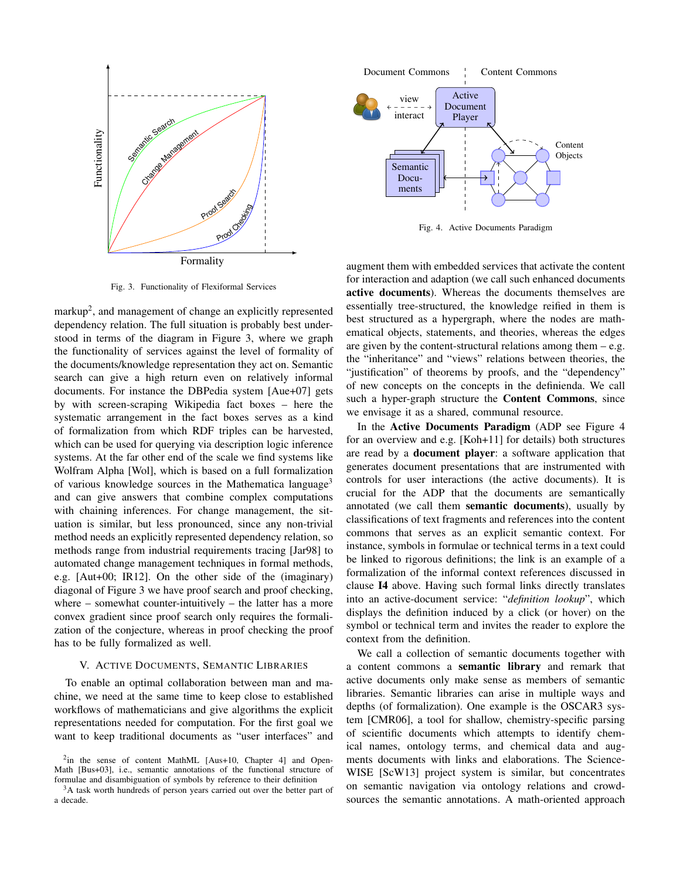Fig. 3. Functionality of Flexiformal Services

markup[2], and management of change an explicitly represented dependency relation. The full situation is probably best understood in terms of the diagram in Figure 3, where we graph the functionality of services against the level of formality of the documents/knowledge representation they act on. Semantic search can give a high return even on relatively informal documents. For instance the DBPedia system [Aue+07] gets by with screen-scraping Wikipedia fact boxes – here the systematic arrangement in the fact boxes serves as a kind of formalization from which RDF triples can be harvested, which can be used for querying via description logic inference systems. At the far other end of the scale we find systems like Wolfram Alpha [Wol], which is based on a full formalization of various knowledge sources in the Mathematica language[3] and can give answers that combine complex computations with chaining inferences. For change management, the situation is similar, but less pronounced, since any non-trivial method needs an explicitly represented dependency relation, so methods range from industrial requirements tracing [Jar98] to automated change management techniques in formal methods, e.g. [Aut+00; IR12]. On the other side of the (imaginary) diagonal of Figure 3 we have proof search and proof checking, where – somewhat counter-intuitively – the latter has a more convex gradient since proof search only requires the formalization of the conjecture, whereas in proof checking the proof has to be fully formalized as well.

## V. Active Documents, Semantic Libraries

To enable an optimal collaboration between man and machine, we need at the same time to keep close to established workflows of mathematicians and give algorithms the explicit representations needed for computation. For the first goal we want to keep traditional documents as "user interfaces" and augment them with embedded services that activate the content for interaction and adaption (we call such enhanced documents **active documents**). Whereas the documents themselves are essentially tree-structured, the knowledge reified in them is best structured as a hypergraph, where the nodes are mathematical objects, statements, and theories, whereas the edges are given by the content-structural relations among them – e.g. the "inheritance" and "views" relations between theories, the "justification" of theorems by proofs, and the "dependency" of new concepts on the concepts in the definienda. We call such a hyper-graph structure the **Content Commons**, since we envisage it as a shared, communal resource.

Fig. 4. Active Documents Paradigm

In the **Active Documents Paradigm** (ADP see Figure 4 for an overview and e.g. [Koh+11] for details) both structures are read by a **document player**: a software application that generates document presentations that are instrumented with controls for user interactions (the active documents). It is crucial for the ADP that the documents are semantically annotated (we call them **semantic documents**), usually by classifications of text fragments and references into the content commons that serves as an explicit semantic context. For instance, symbols in formulae or technical terms in a text could be linked to rigorous definitions; the link is an example of a formalization of the informal context references discussed in clause **I4** above. Having such formal links directly translates into an active-document service: "*definition lookup*", which displays the definition induced by a click (or hover) on the symbol or technical term and invites the reader to explore the context from the definition.

We call a collection of semantic documents together with a content commons a **semantic library** and remark that active documents only make sense as members of semantic libraries. Semantic libraries can arise in multiple ways and depths (of formalization). One example is the OSCAR3 system [CMR06], a tool for shallow, chemistry-specific parsing of scientific documents which attempts to identify chemical names, ontology terms, and chemical data and augments documents with links and elaborations. The ScienceWISE [ScW13] project system is similar, but concentrates on semantic navigation via ontology relations and crowd-sources the semantic annotations. A math-oriented approach

[2] in the sense of content MathML [Aus+10, Chapter 4] and OpenMath [Bus+03], i.e., semantic annotations of the functional structure of formulae and disambiguation of symbols by reference to their definition

[3] A task worth hundreds of person years carried out over the better part of a decade.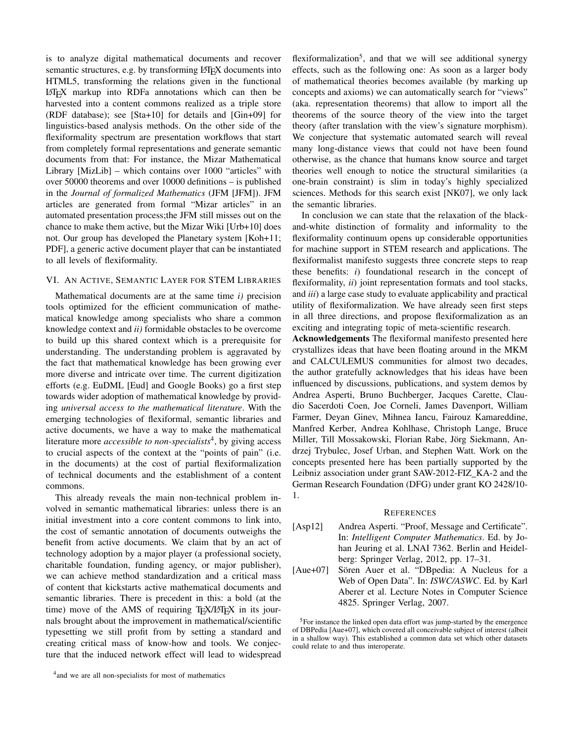is to analyze digital mathematical documents and recover semantic structures, e.g. by transforming LaTeX documents into HTML5, transforming the relations given in the functional LaTeX markup into RDFa annotations which can then be harvested into a content commons realized as a triple store (RDF database); see [Sta+10] for details and [Gin+09] for linguistics-based analysis methods. On the other side of the flexiformality spectrum are presentation workflows that start from completely formal representations and generate semantic documents from that: For instance, the Mizar Mathematical Library [MizLib] – which contains over 1000 "articles" with over 50000 theorems and over 10000 definitions – is published in the *Journal of formalized Mathematics* (JFM [JFM]). JFM articles are generated from formal "Mizar articles" in an automated presentation process;the JFM still misses out on the chance to make them active, but the Mizar Wiki [Urb+10] does not. Our group has developed the Planetary system [Koh+11; PDF], a generic active document player that can be instantiated to all levels of flexiformality.

## VI. An Active, Semantic Layer for STEM Libraries

Mathematical documents are at the same time *i)* precision tools optimized for the efficient communication of mathematical knowledge among specialists who share a common knowledge context and *ii)* formidable obstacles to be overcome to build up this shared context which is a prerequisite for understanding. The understanding problem is aggravated by the fact that mathematical knowledge has been growing ever more diverse and intricate over time. The current digitization efforts (e.g. EuDML [Eud] and Google Books) go a first step towards wider adoption of mathematical knowledge by providing *universal access to the mathematical literature*. With the emerging technologies of flexiformal, semantic libraries and active documents, we have a way to make the mathematical literature more *accessible to non-specialists*[4], by giving access to crucial aspects of the context at the "points of pain" (i.e. in the documents) at the cost of partial flexiformalization of technical documents and the establishment of a content commons.

This already reveals the main non-technical problem involved in semantic mathematical libraries: unless there is an initial investment into a core content commons to link into, the cost of semantic annotation of documents outweighs the benefit from active documents. We claim that by an act of technology adoption by a major player (a professional society, charitable foundation, funding agency, or major publisher), we can achieve method standardization and a critical mass of content that kickstarts active mathematical documents and semantic libraries. There is precedent in this: a bold (at the time) move of the AMS of requiring TeX/LaTeX in its journals brought about the improvement in mathematical/scientific typesetting we still profit from by setting a standard and creating critical mass of know-how and tools. We conjecture that the induced network effect will lead to widespread flexiformalization[5], and that we will see additional synergy effects, such as the following one: As soon as a larger body of mathematical theories becomes available (by marking up concepts and axioms) we can automatically search for "views" (aka. representation theorems) that allow to import all the theorems of the source theory of the view into the target theory (after translation with the view's signature morphism). We conjecture that systematic automated search will reveal many long-distance views that could not have been found otherwise, as the chance that humans know source and target theories well enough to notice the structural similarities (a one-brain constraint) is slim in today's highly specialized sciences. Methods for this search exist [NK07], we only lack the semantic libraries.

In conclusion we can state that the relaxation of the black-and-white distinction of formality and informality to the flexiformality continuum opens up considerable opportunities for machine support in STEM research and applications. The flexiformalist manifesto suggests three concrete steps to reap these benefits: *i*) foundational research in the concept of flexiformality, *ii*) joint representation formats and tool stacks, and *iii*) a large case study to evaluate applicability and practical utility of flexiformalization. We have already seen first steps in all three directions, and propose flexiformalization as an exciting and integrating topic of meta-scientific research.

**Acknowledgements** The flexiformal manifesto presented here crystallizes ideas that have been floating around in the MKM and CALCULEMUS communities for almost two decades, the author gratefully acknowledges that his ideas have been influenced by discussions, publications, and system demos by Andrea Asperti, Bruno Buchberger, Jacques Carette, Claudio Sacerdoti Coen, Joe Corneli, James Davenport, William Farmer, Deyan Ginev, Mihnea Iancu, Fairouz Kamareddine, Manfred Kerber, Andrea Kohlhase, Christoph Lange, Bruce Miller, Till Mossakowski, Florian Rabe, Jörg Siekmann, Andrzej Trybulec, Josef Urban, and Stephen Watt. Work on the concepts presented here has been partially supported by the Leibniz association under grant SAW-2012-FIZ_KA-2 and the German Research Foundation (DFG) under grant KO 2428/10-1.

## References

[Asp12] Andrea Asperti. "Proof, Message and Certificate". In: *Intelligent Computer Mathematics*. Ed. by Johan Jeuring et al. LNAI 7362. Berlin and Heidelberg: Springer Verlag, 2012, pp. 17–31.

[Aue+07] Sören Auer et al. "DBpedia: A Nucleus for a Web of Open Data". In: *ISWC/ASWC*. Ed. by Karl Aberer et al. Lecture Notes in Computer Science 4825. Springer Verlag, 2007.

[4] and we are all non-specialists for most of mathematics

[5] For instance the linked open data effort was jump-started by the emergence of DBPedia [Aue+07], which covered all conceivable subject of interest (albeit in a shallow way). This established a common data set which other datasets could relate to and thus interoperate.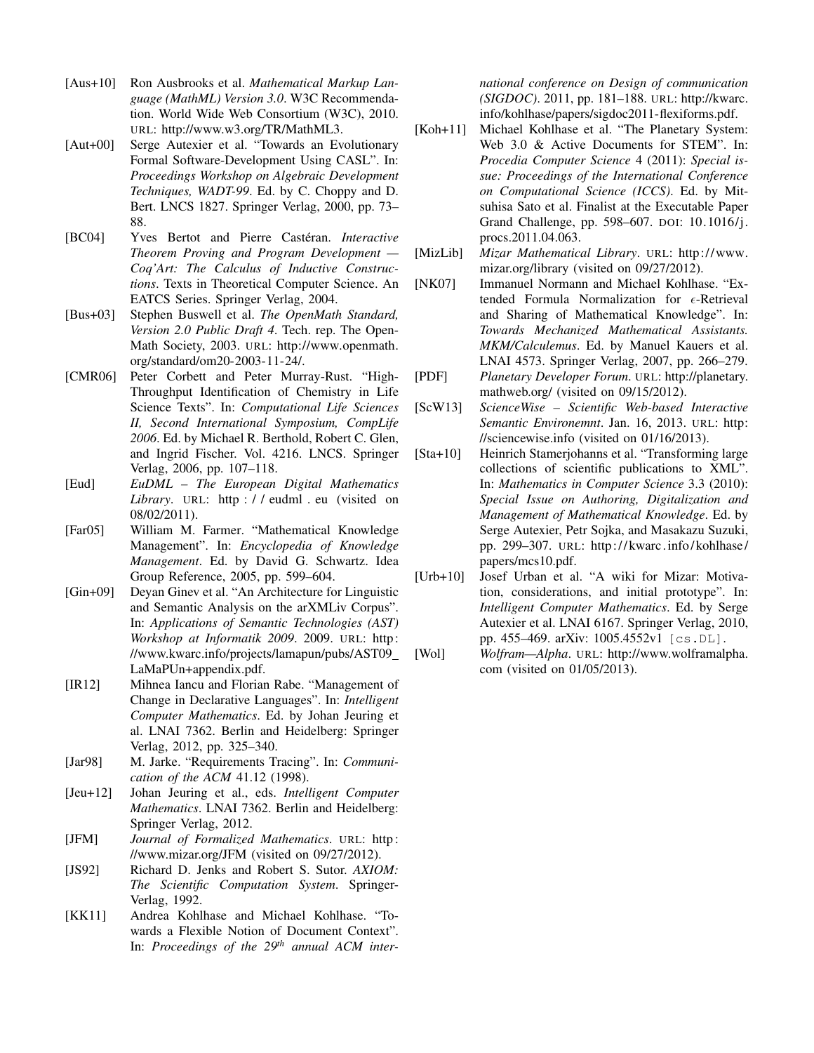- [Aus+10] Ron Ausbrooks et al. *Mathematical Markup Language (MathML) Version 3.0*. W3C Recommendation. World Wide Web Consortium (W3C), 2010. URL: http://www.w3.org/TR/MathML3.
- [Aut+00] Serge Autexier et al. "Towards an Evolutionary Formal Software-Development Using CASL". In: *Proceedings Workshop on Algebraic Development Techniques, WADT-99*. Ed. by C. Choppy and D. Bert. LNCS 1827. Springer Verlag, 2000, pp. 73–88.
- [BC04] Yves Bertot and Pierre Castéran. *Interactive Theorem Proving and Program Development — Coq'Art: The Calculus of Inductive Constructions*. Texts in Theoretical Computer Science. An EATCS Series. Springer Verlag, 2004.
- [Bus+03] Stephen Buswell et al. *The OpenMath Standard, Version 2.0 Public Draft 4*. Tech. rep. The OpenMath Society, 2003. URL: http://www.openmath.org/standard/om20-2003-11-24/.
- [CMR06] Peter Corbett and Peter Murray-Rust. "High-Throughput Identification of Chemistry in Life Science Texts". In: *Computational Life Sciences II, Second International Symposium, CompLife 2006*. Ed. by Michael R. Berthold, Robert C. Glen, and Ingrid Fischer. Vol. 4216. LNCS. Springer Verlag, 2006, pp. 107–118.
- [Eud] *EuDML – The European Digital Mathematics Library*. URL: http://eudml.eu (visited on 08/02/2011).
- [Far05] William M. Farmer. "Mathematical Knowledge Management". In: *Encyclopedia of Knowledge Management*. Ed. by David G. Schwartz. Idea Group Reference, 2005, pp. 599–604.
- [Gin+09] Deyan Ginev et al. "An Architecture for Linguistic and Semantic Analysis on the arXMLiv Corpus". In: *Applications of Semantic Technologies (AST) Workshop at Informatik 2009*. 2009. URL: http://www.kwarc.info/projects/lamapun/pubs/AST09_LaMaPUn+appendix.pdf.
- [IR12] Mihnea Iancu and Florian Rabe. "Management of Change in Declarative Languages". In: *Intelligent Computer Mathematics*. Ed. by Johan Jeuring et al. LNAI 7362. Berlin and Heidelberg: Springer Verlag, 2012, pp. 325–340.
- [Jar98] M. Jarke. "Requirements Tracing". In: *Communication of the ACM* 41.12 (1998).
- [Jeu+12] Johan Jeuring et al., eds. *Intelligent Computer Mathematics*. LNAI 7362. Berlin and Heidelberg: Springer Verlag, 2012.
- [JFM] *Journal of Formalized Mathematics*. URL: http://www.mizar.org/JFM (visited on 09/27/2012).
- [JS92] Richard D. Jenks and Robert S. Sutor. *AXIOM: The Scientific Computation System*. Springer-Verlag, 1992.
- [KK11] Andrea Kohlhase and Michael Kohlhase. "Towards a Flexible Notion of Document Context". In: *Proceedings of the 29th annual ACM international conference on Design of communication (SIGDOC)*. 2011, pp. 181–188. URL: http://kwarc.info/kohlhase/papers/sigdoc2011-flexiforms.pdf.
- [Koh+11] Michael Kohlhase et al. "The Planetary System: Web 3.0 & Active Documents for STEM". In: *Procedia Computer Science* 4 (2011): *Special issue: Proceedings of the International Conference on Computational Science (ICCS)*. Ed. by Mitsuhisa Sato et al. Finalist at the Executable Paper Grand Challenge, pp. 598–607. DOI: 10.1016/j.procs.2011.04.063.
- [MizLib] *Mizar Mathematical Library*. URL: http://www.mizar.org/library (visited on 09/27/2012).
- [NK07] Immanuel Normann and Michael Kohlhase. "Extended Formula Normalization for $\epsilon$-Retrieval and Sharing of Mathematical Knowledge". In: *Towards Mechanized Mathematical Assistants. MKM/Calculemus*. Ed. by Manuel Kauers et al. LNAI 4573. Springer Verlag, 2007, pp. 266–279.
- [PDF] *Planetary Developer Forum*. URL: http://planetary.mathweb.org/ (visited on 09/15/2012).
- [ScW13] *ScienceWise – Scientific Web-based Interactive Semantic Environemnt*. Jan. 16, 2013. URL: http://sciencewise.info (visited on 01/16/2013).
- [Sta+10] Heinrich Stamerjohanns et al. "Transforming large collections of scientific publications to XML". In: *Mathematics in Computer Science* 3.3 (2010): *Special Issue on Authoring, Digitalization and Management of Mathematical Knowledge*. Ed. by Serge Autexier, Petr Sojka, and Masakazu Suzuki, pp. 299–307. URL: http://kwarc.info/kohlhase/papers/mcs10.pdf.
- [Urb+10] Josef Urban et al. "A wiki for Mizar: Motivation, considerations, and initial prototype". In: *Intelligent Computer Mathematics*. Ed. by Serge Autexier et al. LNAI 6167. Springer Verlag, 2010, pp. 455–469. arXiv: 1005.4552v1 [cs.DL].
- [Wol] *Wolfram—Alpha*. URL: http://www.wolframalpha.com (visited on 01/05/2013).